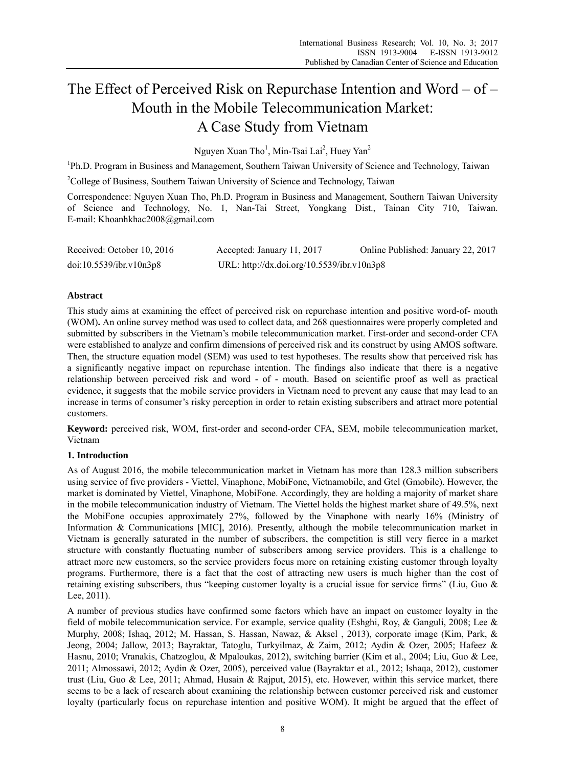# The Effect of Perceived Risk on Repurchase Intention and Word – of – Mouth in the Mobile Telecommunication Market: A Case Study from Vietnam

Nguyen Xuan Tho[1], Min-Tsai Lai[2], Huey Yan[2]

[1]Ph.D. Program in Business and Management, Southern Taiwan University of Science and Technology, Taiwan

[2]College of Business, Southern Taiwan University of Science and Technology, Taiwan

Correspondence: Nguyen Xuan Tho, Ph.D. Program in Business and Management, Southern Taiwan University of Science and Technology, No. 1, Nan-Tai Street, Yongkang Dist., Tainan City 710, Taiwan. E-mail: Khoanhkhac2008@gmail.com

Received: October 10, 2016 Accepted: January 11, 2017 Online Published: January 22, 2017

doi:10.5539/ibr.v10n3p8 URL: http://dx.doi.org/10.5539/ibr.v10n3p8

## Abstract

This study aims at examining the effect of perceived risk on repurchase intention and positive word-of- mouth (WOM)**.** An online survey method was used to collect data, and 268 questionnaires were properly completed and submitted by subscribers in the Vietnam's mobile telecommunication market. First-order and second-order CFA were established to analyze and confirm dimensions of perceived risk and its construct by using AMOS software. Then, the structure equation model (SEM) was used to test hypotheses. The results show that perceived risk has a significantly negative impact on repurchase intention. The findings also indicate that there is a negative relationship between perceived risk and word - of - mouth. Based on scientific proof as well as practical evidence, it suggests that the mobile service providers in Vietnam need to prevent any cause that may lead to an increase in terms of consumer's risky perception in order to retain existing subscribers and attract more potential customers.

**Keyword:** perceived risk, WOM, first-order and second-order CFA, SEM, mobile telecommunication market, Vietnam

## 1. Introduction

As of August 2016, the mobile telecommunication market in Vietnam has more than 128.3 million subscribers using service of five providers - Viettel, Vinaphone, MobiFone, Vietnamobile, and Gtel (Gmobile). However, the market is dominated by Viettel, Vinaphone, MobiFone. Accordingly, they are holding a majority of market share in the mobile telecommunication industry of Vietnam. The Viettel holds the highest market share of 49.5%, next the MobiFone occupies approximately 27%, followed by the Vinaphone with nearly 16% (Ministry of Information & Communications [MIC], 2016). Presently, although the mobile telecommunication market in Vietnam is generally saturated in the number of subscribers, the competition is still very fierce in a market structure with constantly fluctuating number of subscribers among service providers. This is a challenge to attract more new customers, so the service providers focus more on retaining existing customer through loyalty programs. Furthermore, there is a fact that the cost of attracting new users is much higher than the cost of retaining existing subscribers, thus "keeping customer loyalty is a crucial issue for service firms" (Liu, Guo & Lee, 2011).

A number of previous studies have confirmed some factors which have an impact on customer loyalty in the field of mobile telecommunication service. For example, service quality (Eshghi, Roy, & Ganguli, 2008; Lee & Murphy, 2008; Ishaq, 2012; M. Hassan, S. Hassan, Nawaz, & Aksel , 2013), corporate image (Kim, Park, & Jeong, 2004; Jallow, 2013; Bayraktar, Tatoglu, Turkyilmaz, & Zaim, 2012; Aydin & Ozer, 2005; Hafeez & Hasnu, 2010; Vranakis, Chatzoglou, & Mpaloukas, 2012), switching barrier (Kim et al., 2004; Liu, Guo & Lee, 2011; Almossawi, 2012; Aydin & Ozer, 2005), perceived value (Bayraktar et al., 2012; Ishaqa, 2012), customer trust (Liu, Guo & Lee, 2011; Ahmad, Husain & Rajput, 2015), etc. However, within this service market, there seems to be a lack of research about examining the relationship between customer perceived risk and customer loyalty (particularly focus on repurchase intention and positive WOM). It might be argued that the effect of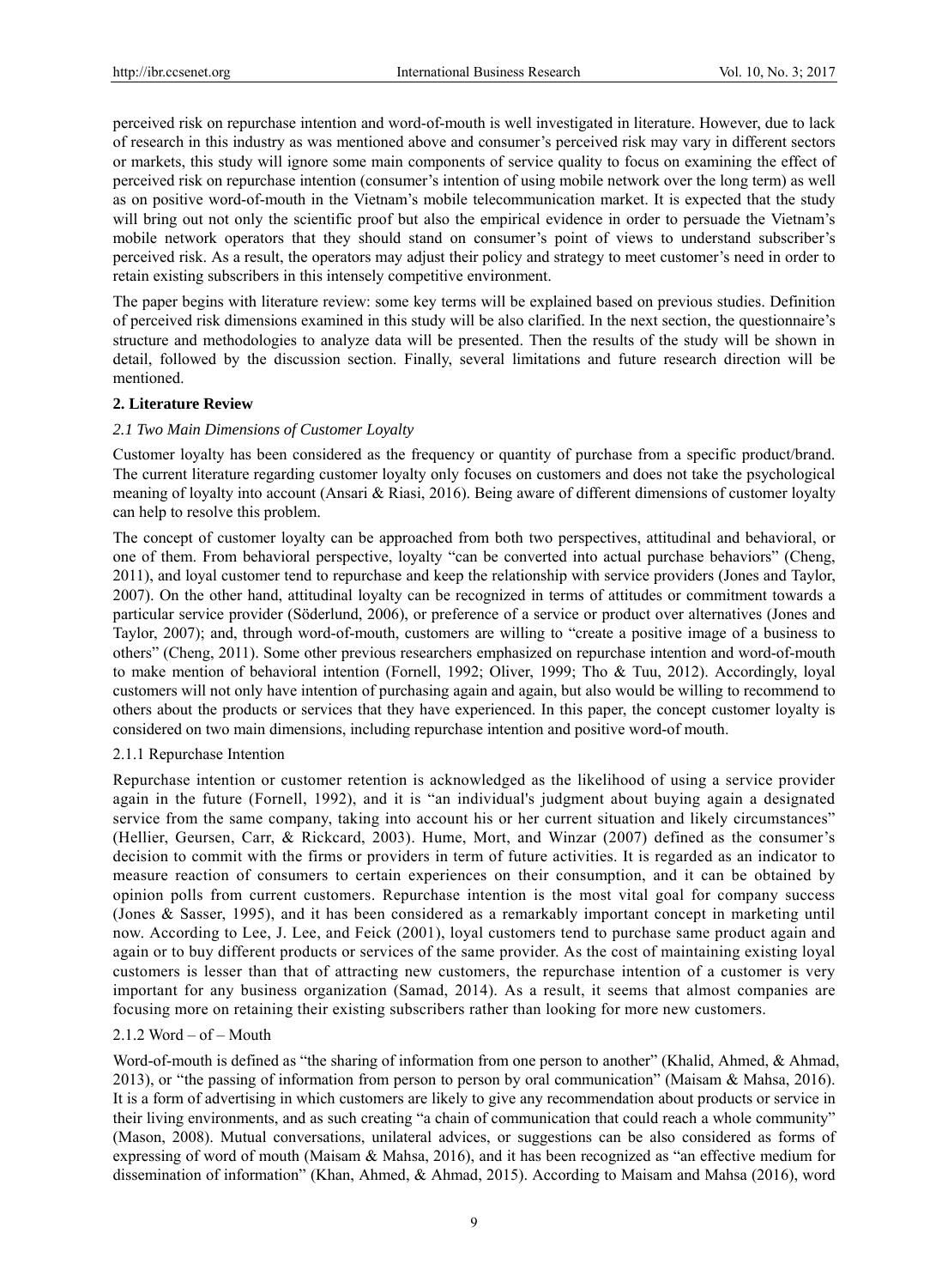perceived risk on repurchase intention and word-of-mouth is well investigated in literature. However, due to lack of research in this industry as was mentioned above and consumer's perceived risk may vary in different sectors or markets, this study will ignore some main components of service quality to focus on examining the effect of perceived risk on repurchase intention (consumer's intention of using mobile network over the long term) as well as on positive word-of-mouth in the Vietnam's mobile telecommunication market. It is expected that the study will bring out not only the scientific proof but also the empirical evidence in order to persuade the Vietnam's mobile network operators that they should stand on consumer's point of views to understand subscriber's perceived risk. As a result, the operators may adjust their policy and strategy to meet customer's need in order to retain existing subscribers in this intensely competitive environment.

The paper begins with literature review: some key terms will be explained based on previous studies. Definition of perceived risk dimensions examined in this study will be also clarified. In the next section, the questionnaire's structure and methodologies to analyze data will be presented. Then the results of the study will be shown in detail, followed by the discussion section. Finally, several limitations and future research direction will be mentioned.

## 2. Literature Review

### *2.1 Two Main Dimensions of Customer Loyalty*

Customer loyalty has been considered as the frequency or quantity of purchase from a specific product/brand. The current literature regarding customer loyalty only focuses on customers and does not take the psychological meaning of loyalty into account (Ansari & Riasi, 2016). Being aware of different dimensions of customer loyalty can help to resolve this problem.

The concept of customer loyalty can be approached from both two perspectives, attitudinal and behavioral, or one of them. From behavioral perspective, loyalty "can be converted into actual purchase behaviors" (Cheng, 2011), and loyal customer tend to repurchase and keep the relationship with service providers (Jones and Taylor, 2007). On the other hand, attitudinal loyalty can be recognized in terms of attitudes or commitment towards a particular service provider (Söderlund, 2006), or preference of a service or product over alternatives (Jones and Taylor, 2007); and, through word-of-mouth, customers are willing to "create a positive image of a business to others" (Cheng, 2011). Some other previous researchers emphasized on repurchase intention and word-of-mouth to make mention of behavioral intention (Fornell, 1992; Oliver, 1999; Tho & Tuu, 2012). Accordingly, loyal customers will not only have intention of purchasing again and again, but also would be willing to recommend to others about the products or services that they have experienced. In this paper, the concept customer loyalty is considered on two main dimensions, including repurchase intention and positive word-of mouth.

#### 2.1.1 Repurchase Intention

Repurchase intention or customer retention is acknowledged as the likelihood of using a service provider again in the future (Fornell, 1992), and it is "an individual's judgment about buying again a designated service from the same company, taking into account his or her current situation and likely circumstances" (Hellier, Geursen, Carr, & Rickcard, 2003). Hume, Mort, and Winzar (2007) defined as the consumer's decision to commit with the firms or providers in term of future activities. It is regarded as an indicator to measure reaction of consumers to certain experiences on their consumption, and it can be obtained by opinion polls from current customers. Repurchase intention is the most vital goal for company success (Jones & Sasser, 1995), and it has been considered as a remarkably important concept in marketing until now. According to Lee, J. Lee, and Feick (2001), loyal customers tend to purchase same product again and again or to buy different products or services of the same provider. As the cost of maintaining existing loyal customers is lesser than that of attracting new customers, the repurchase intention of a customer is very important for any business organization (Samad, 2014). As a result, it seems that almost companies are focusing more on retaining their existing subscribers rather than looking for more new customers.

#### 2.1.2 Word – of – Mouth

Word-of-mouth is defined as "the sharing of information from one person to another" (Khalid, Ahmed, & Ahmad, 2013), or "the passing of information from person to person by oral communication" (Maisam & Mahsa, 2016). It is a form of advertising in which customers are likely to give any recommendation about products or service in their living environments, and as such creating "a chain of communication that could reach a whole community" (Mason, 2008). Mutual conversations, unilateral advices, or suggestions can be also considered as forms of expressing of word of mouth (Maisam & Mahsa, 2016), and it has been recognized as "an effective medium for dissemination of information" (Khan, Ahmed, & Ahmad, 2015). According to Maisam and Mahsa (2016), word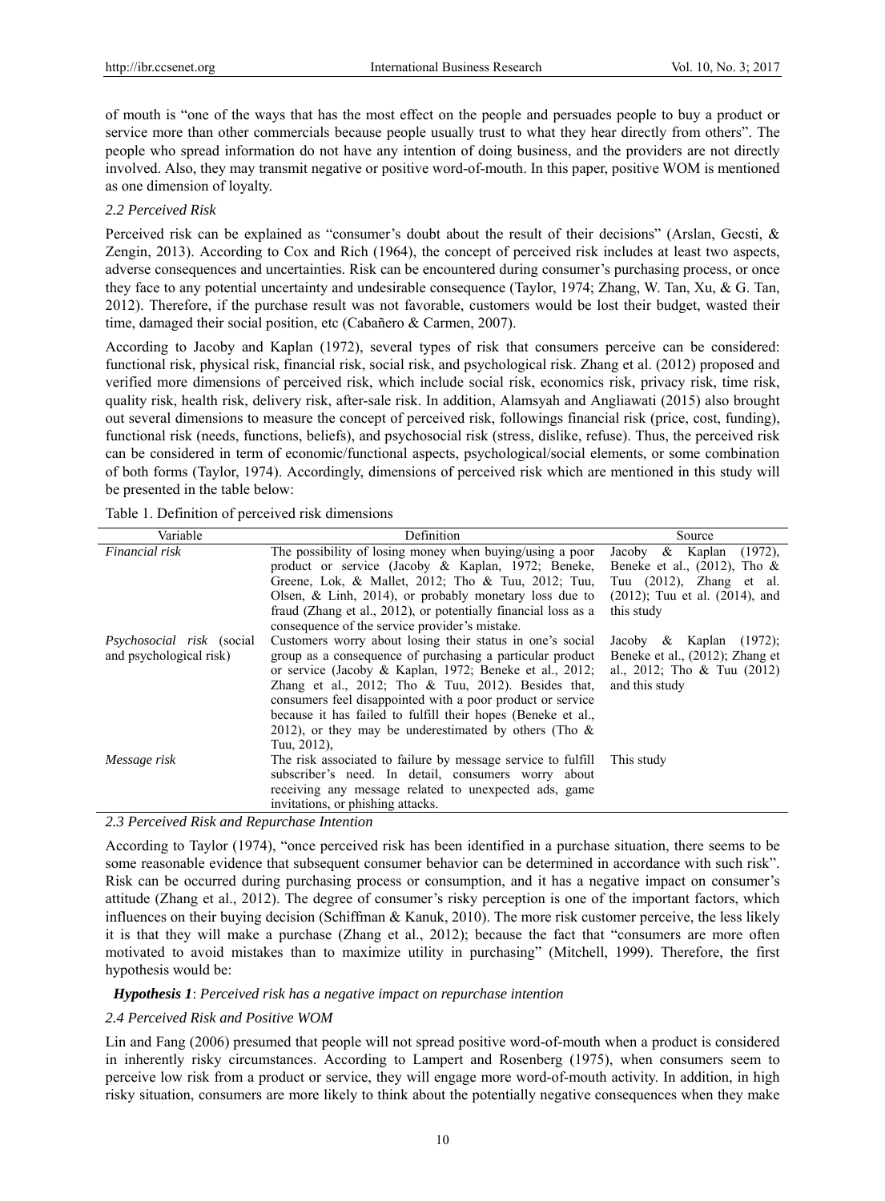of mouth is "one of the ways that has the most effect on the people and persuades people to buy a product or service more than other commercials because people usually trust to what they hear directly from others". The people who spread information do not have any intention of doing business, and the providers are not directly involved. Also, they may transmit negative or positive word-of-mouth. In this paper, positive WOM is mentioned as one dimension of loyalty.

### *2.2 Perceived Risk*

Perceived risk can be explained as "consumer's doubt about the result of their decisions" (Arslan, Gecsti, & Zengin, 2013). According to Cox and Rich (1964), the concept of perceived risk includes at least two aspects, adverse consequences and uncertainties. Risk can be encountered during consumer's purchasing process, or once they face to any potential uncertainty and undesirable consequence (Taylor, 1974; Zhang, W. Tan, Xu, & G. Tan, 2012). Therefore, if the purchase result was not favorable, customers would be lost their budget, wasted their time, damaged their social position, etc (Cabañero & Carmen, 2007).

According to Jacoby and Kaplan (1972), several types of risk that consumers perceive can be considered: functional risk, physical risk, financial risk, social risk, and psychological risk. Zhang et al. (2012) proposed and verified more dimensions of perceived risk, which include social risk, economics risk, privacy risk, time risk, quality risk, health risk, delivery risk, after-sale risk. In addition, Alamsyah and Angliawati (2015) also brought out several dimensions to measure the concept of perceived risk, followings financial risk (price, cost, funding), functional risk (needs, functions, beliefs), and psychosocial risk (stress, dislike, refuse). Thus, the perceived risk can be considered in term of economic/functional aspects, psychological/social elements, or some combination of both forms (Taylor, 1974). Accordingly, dimensions of perceived risk which are mentioned in this study will be presented in the table below:

Table 1. Definition of perceived risk dimensions

| Variable | Definition | Source |
|---|---|---|
| *Financial risk* | The possibility of losing money when buying/using a poor product or service (Jacoby & Kaplan, 1972; Beneke, Greene, Lok, & Mallet, 2012; Tho & Tuu, 2012; Tuu, Olsen, & Linh, 2014), or probably monetary loss due to fraud (Zhang et al., 2012), or potentially financial loss as a consequence of the service provider's mistake. | Jacoby & Kaplan (1972), Beneke et al., (2012), Tho & Tuu (2012), Zhang et al. (2012); Tuu et al. (2014), and this study |
| *Psychosocial risk* (social and psychological risk) | Customers worry about losing their status in one's social group as a consequence of purchasing a particular product or service (Jacoby & Kaplan, 1972; Beneke et al., 2012; Zhang et al., 2012; Tho & Tuu, 2012). Besides that, consumers feel disappointed with a poor product or service because it has failed to fulfill their hopes (Beneke et al., 2012), or they may be underestimated by others (Tho & Tuu, 2012), | Jacoby & Kaplan (1972); Beneke et al., (2012); Zhang et al., 2012; Tho & Tuu (2012) and this study |
| *Message risk* | The risk associated to failure by message service to fulfill subscriber's need. In detail, consumers worry about receiving any message related to unexpected ads, game invitations, or phishing attacks. | This study |

### *2.3 Perceived Risk and Repurchase Intention*

According to Taylor (1974), "once perceived risk has been identified in a purchase situation, there seems to be some reasonable evidence that subsequent consumer behavior can be determined in accordance with such risk". Risk can be occurred during purchasing process or consumption, and it has a negative impact on consumer's attitude (Zhang et al., 2012). The degree of consumer's risky perception is one of the important factors, which influences on their buying decision (Schiffman & Kanuk, 2010). The more risk customer perceive, the less likely it is that they will make a purchase (Zhang et al., 2012); because the fact that "consumers are more often motivated to avoid mistakes than to maximize utility in purchasing" (Mitchell, 1999). Therefore, the first hypothesis would be:

***Hypothesis 1***: *Perceived risk has a negative impact on repurchase intention*

### *2.4 Perceived Risk and Positive WOM*

Lin and Fang (2006) presumed that people will not spread positive word-of-mouth when a product is considered in inherently risky circumstances. According to Lampert and Rosenberg (1975), when consumers seem to perceive low risk from a product or service, they will engage more word-of-mouth activity. In addition, in high risky situation, consumers are more likely to think about the potentially negative consequences when they make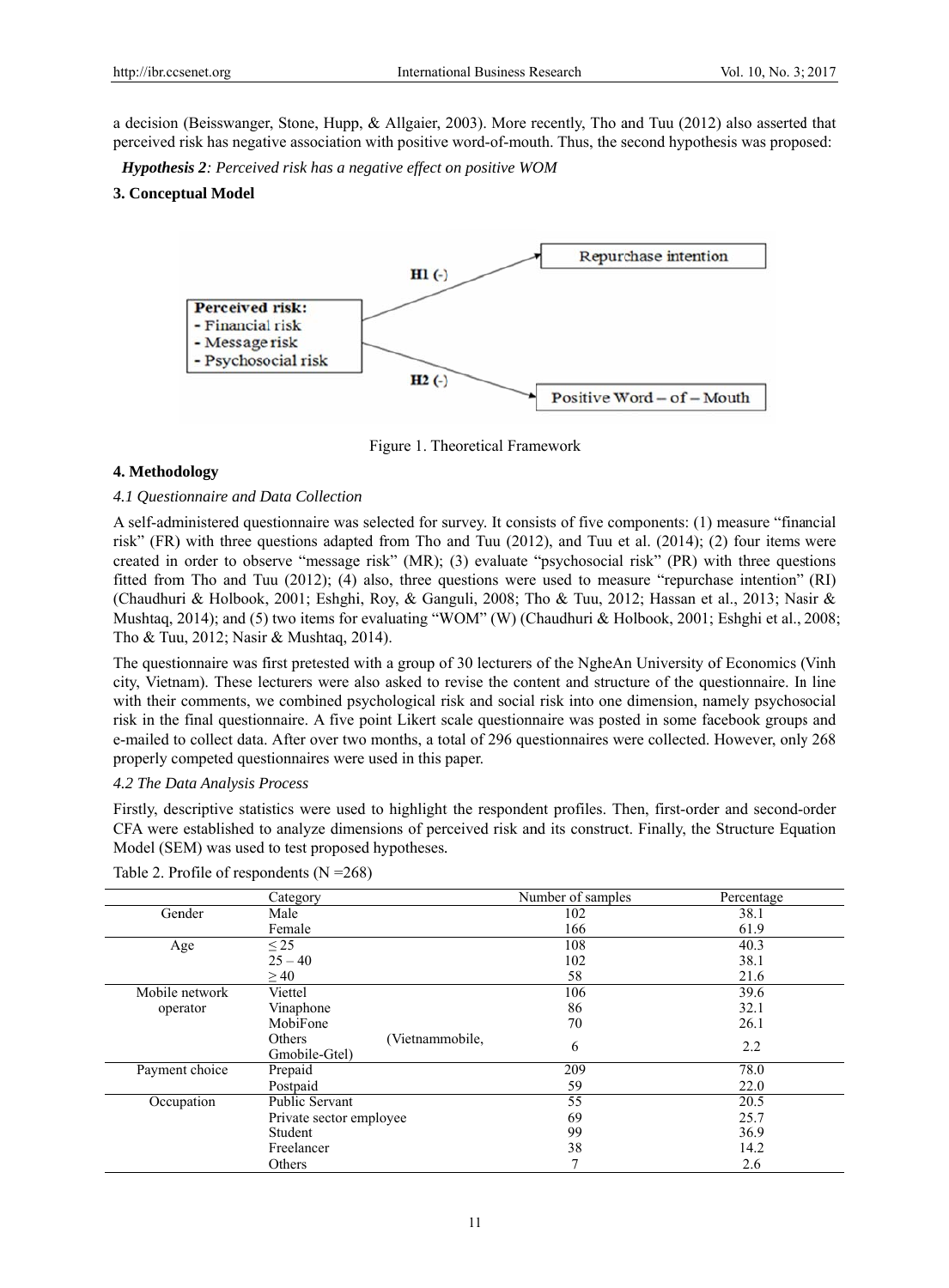a decision (Beisswanger, Stone, Hupp, & Allgaier, 2003). More recently, Tho and Tuu (2012) also asserted that perceived risk has negative association with positive word-of-mouth. Thus, the second hypothesis was proposed:

***Hypothesis 2**: Perceived risk has a negative effect on positive WOM*

## 3. Conceptual Model

Figure 1. Theoretical Framework

## 4. Methodology

### *4.1 Questionnaire and Data Collection*

A self-administered questionnaire was selected for survey. It consists of five components: (1) measure "financial risk" (FR) with three questions adapted from Tho and Tuu (2012), and Tuu et al. (2014); (2) four items were created in order to observe "message risk" (MR); (3) evaluate "psychosocial risk" (PR) with three questions fitted from Tho and Tuu (2012); (4) also, three questions were used to measure "repurchase intention" (RI) (Chaudhuri & Holbook, 2001; Eshghi, Roy, & Ganguli, 2008; Tho & Tuu, 2012; Hassan et al., 2013; Nasir & Mushtaq, 2014); and (5) two items for evaluating "WOM" (W) (Chaudhuri & Holbook, 2001; Eshghi et al., 2008; Tho & Tuu, 2012; Nasir & Mushtaq, 2014).

The questionnaire was first pretested with a group of 30 lecturers of the NgheAn University of Economics (Vinh city, Vietnam). These lecturers were also asked to revise the content and structure of the questionnaire. In line with their comments, we combined psychological risk and social risk into one dimension, namely psychosocial risk in the final questionnaire. A five point Likert scale questionnaire was posted in some facebook groups and e-mailed to collect data. After over two months, a total of 296 questionnaires were collected. However, only 268 properly competed questionnaires were used in this paper.

### *4.2 The Data Analysis Process*

Firstly, descriptive statistics were used to highlight the respondent profiles. Then, first-order and second-order CFA were established to analyze dimensions of perceived risk and its construct. Finally, the Structure Equation Model (SEM) was used to test proposed hypotheses.

Table 2. Profile of respondents (N =268)

| | Category | Number of samples | Percentage |
|---|---|---|---|
| Gender | Male | 102 | 38.1 |
| | Female | 166 | 61.9 |
| Age | ≤ 25 | 108 | 40.3 |
| | 25 – 40 | 102 | 38.1 |
| | ≥ 40 | 58 | 21.6 |
| Mobile network operator | Viettel | 106 | 39.6 |
| | Vinaphone | 86 | 32.1 |
| | MobiFone | 70 | 26.1 |
| | Others (Vietnammobile, Gmobile-Gtel) | 6 | 2.2 |
| Payment choice | Prepaid | 209 | 78.0 |
| | Postpaid | 59 | 22.0 |
| Occupation | Public Servant | 55 | 20.5 |
| | Private sector employee | 69 | 25.7 |
| | Student | 99 | 36.9 |
| | Freelancer | 38 | 14.2 |
| | Others | 7 | 2.6 |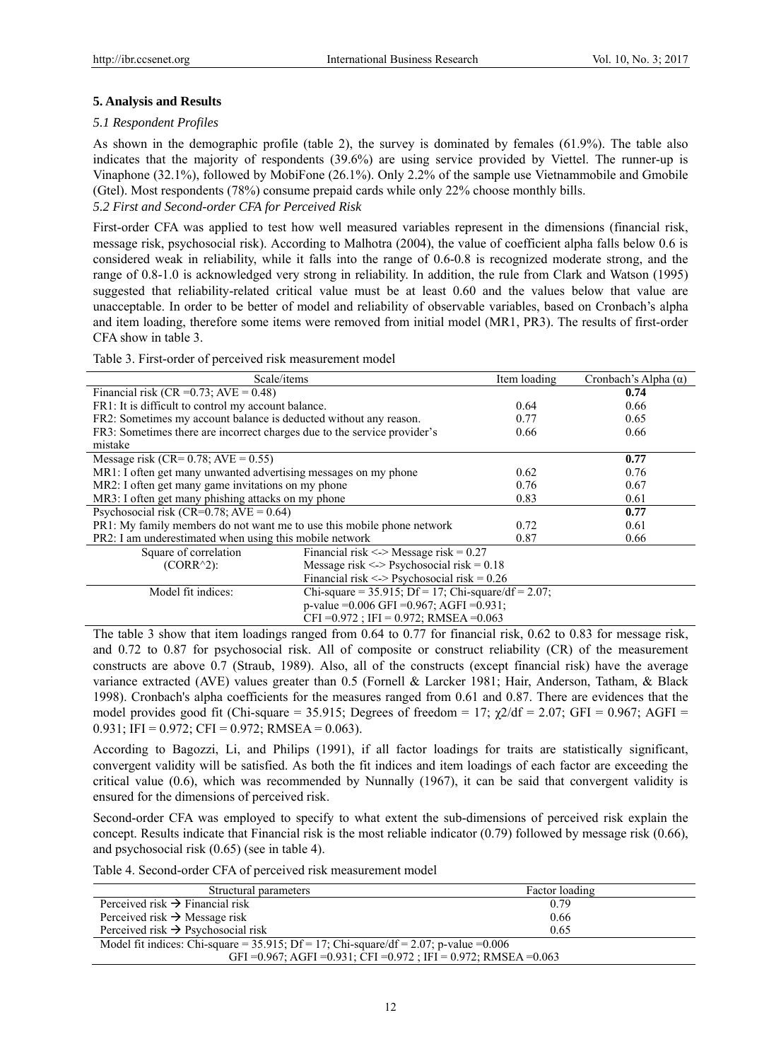## 5. Analysis and Results

### *5.1 Respondent Profiles*

As shown in the demographic profile (table 2), the survey is dominated by females (61.9%). The table also indicates that the majority of respondents (39.6%) are using service provided by Viettel. The runner-up is Vinaphone (32.1%), followed by MobiFone (26.1%). Only 2.2% of the sample use Vietnammobile and Gmobile (Gtel). Most respondents (78%) consume prepaid cards while only 22% choose monthly bills.

### *5.2 First and Second-order CFA for Perceived Risk*

First-order CFA was applied to test how well measured variables represent in the dimensions (financial risk, message risk, psychosocial risk). According to Malhotra (2004), the value of coefficient alpha falls below 0.6 is considered weak in reliability, while it falls into the range of 0.6-0.8 is recognized moderate strong, and the range of 0.8-1.0 is acknowledged very strong in reliability. In addition, the rule from Clark and Watson (1995) suggested that reliability-related critical value must be at least 0.60 and the values below that value are unacceptable. In order to be better of model and reliability of observable variables, based on Cronbach's alpha and item loading, therefore some items were removed from initial model (MR1, PR3). The results of first-order CFA show in table 3.

Table 3. First-order of perceived risk measurement model

| Scale/items | | Item loading | Cronbach's Alpha (α) |
|---|---|---|---|
| Financial risk (CR =0.73; AVE = 0.48) | | | **0.74** |
| FR1: It is difficult to control my account balance. | | 0.64 | 0.66 |
| FR2: Sometimes my account balance is deducted without any reason. | | 0.77 | 0.65 |
| FR3: Sometimes there are incorrect charges due to the service provider's mistake | | 0.66 | 0.66 |
| Message risk (CR= 0.78; AVE = 0.55) | | | **0.77** |
| MR1: I often get many unwanted advertising messages on my phone | | 0.62 | 0.76 |
| MR2: I often get many game invitations on my phone | | 0.76 | 0.67 |
| MR3: I often get many phishing attacks on my phone | | 0.83 | 0.61 |
| Psychosocial risk (CR=0.78; AVE = 0.64) | | | **0.77** |
| PR1: My family members do not want me to use this mobile phone network | | 0.72 | 0.61 |
| PR2: I am underestimated when using this mobile network | | 0.87 | 0.66 |
| Square of correlation (CORR^2): | Financial risk <-> Message risk = 0.27<br>Message risk <-> Psychosocial risk = 0.18<br>Financial risk <-> Psychosocial risk = 0.26 | | |
| Model fit indices: | Chi-square = 35.915; Df = 17; Chi-square/df = 2.07; p-value =0.006 GFI =0.967; AGFI =0.931; CFI =0.972 ; IFI = 0.972; RMSEA =0.063 | | |

The table 3 show that item loadings ranged from 0.64 to 0.77 for financial risk, 0.62 to 0.83 for message risk, and 0.72 to 0.87 for psychosocial risk. All of composite or construct reliability (CR) of the measurement constructs are above 0.7 (Straub, 1989). Also, all of the constructs (except financial risk) have the average variance extracted (AVE) values greater than 0.5 (Fornell & Larcker 1981; Hair, Anderson, Tatham, & Black 1998). Cronbach's alpha coefficients for the measures ranged from 0.61 and 0.87. There are evidences that the model provides good fit (Chi-square = 35.915; Degrees of freedom = 17; $\chi 2/df = 2.07$; GFI = 0.967; AGFI = 0.931; IFI = 0.972; CFI = 0.972; RMSEA = 0.063).

According to Bagozzi, Li, and Philips (1991), if all factor loadings for traits are statistically significant, convergent validity will be satisfied. As both the fit indices and item loadings of each factor are exceeding the critical value (0.6), which was recommended by Nunnally (1967), it can be said that convergent validity is ensured for the dimensions of perceived risk.

Second-order CFA was employed to specify to what extent the sub-dimensions of perceived risk explain the concept. Results indicate that Financial risk is the most reliable indicator (0.79) followed by message risk (0.66), and psychosocial risk (0.65) (see in table 4).

Table 4. Second-order CFA of perceived risk measurement model

| Structural parameters | Factor loading |
|---|---|
| Perceived risk → Financial risk | 0.79 |
| Perceived risk → Message risk | 0.66 |
| Perceived risk → Psychosocial risk | 0.65 |
| Model fit indices: Chi-square = 35.915; Df = 17; Chi-square/df = 2.07; p-value =0.006 GFI =0.967; AGFI =0.931; CFI =0.972 ; IFI = 0.972; RMSEA =0.063 | |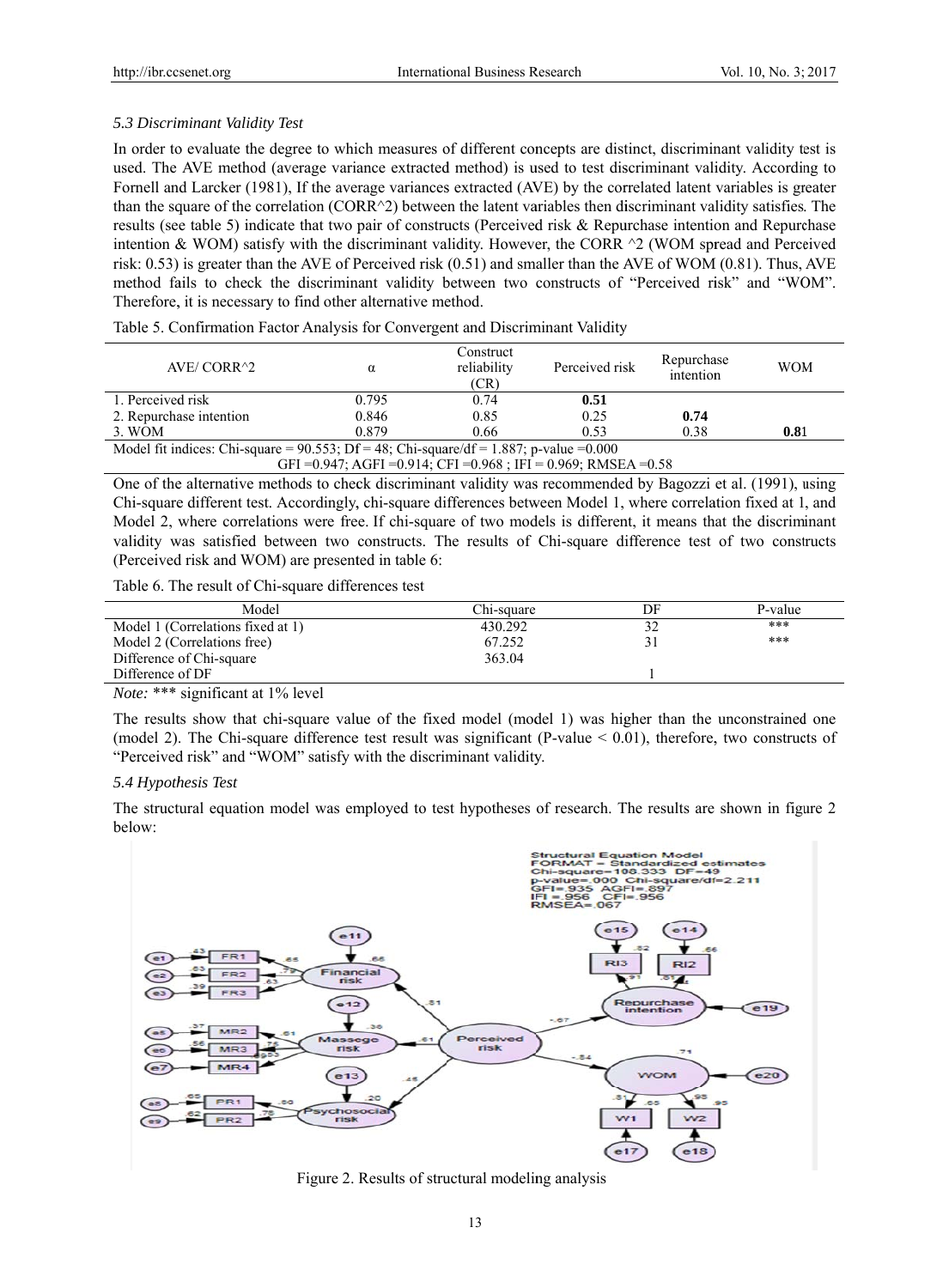### *5.3 Discriminant Validity Test*

In order to evaluate the degree to which measures of different concepts are distinct, discriminant validity test is used. The AVE method (average variance extracted method) is used to test discriminant validity. According to Fornell and Larcker (1981), If the average variances extracted (AVE) by the correlated latent variables is greater than the square of the correlation (CORR^2) between the latent variables then discriminant validity satisfies. The results (see table 5) indicate that two pair of constructs (Perceived risk & Repurchase intention and Repurchase intention & WOM) satisfy with the discriminant validity. However, the CORR ^2 (WOM spread and Perceived risk: 0.53) is greater than the AVE of Perceived risk (0.51) and smaller than the AVE of WOM (0.81). Thus, AVE method fails to check the discriminant validity between two constructs of "Perceived risk" and "WOM". Therefore, it is necessary to find other alternative method.

Table 5. Confirmation Factor Analysis for Convergent and Discriminant Validity

| AVE/ CORR^2 | α | Construct reliability (CR) | Perceived risk | Repurchase intention | WOM |
|---|---|---|---|---|---|
| 1. Perceived risk | 0.795 | 0.74 | **0.51** | | |
| 2. Repurchase intention | 0.846 | 0.85 | 0.25 | **0.74** | |
| 3. WOM | 0.879 | 0.66 | 0.53 | 0.38 | **0.81** |
| Model fit indices: Chi-square = 90.553; Df = 48; Chi-square/df = 1.887; p-value =0.000 GFI =0.947; AGFI =0.914; CFI =0.968 ; IFI = 0.969; RMSEA =0.58 | | | | | |

One of the alternative methods to check discriminant validity was recommended by Bagozzi et al. (1991), using Chi-square different test. Accordingly, chi-square differences between Model 1, where correlation fixed at 1, and Model 2, where correlations were free. If chi-square of two models is different, it means that the discriminant validity was satisfied between two constructs. The results of Chi-square difference test of two constructs (Perceived risk and WOM) are presented in table 6:

Table 6. The result of Chi-square differences test

| Model | Chi-square | DF | P-value |
|---|---|---|---|
| Model 1 (Correlations fixed at 1) | 430.292 | 32 | *** |
| Model 2 (Correlations free) | 67.252 | 31 | *** |
| Difference of Chi-square | 363.04 | | |
| Difference of DF | | 1 | |

*Note:* *** significant at 1% level

The results show that chi-square value of the fixed model (model 1) was higher than the unconstrained one (model 2). The Chi-square difference test result was significant (P-value < 0.01), therefore, two constructs of "Perceived risk" and "WOM" satisfy with the discriminant validity.

### *5.4 Hypothesis Test*

The structural equation model was employed to test hypotheses of research. The results are shown in figure 2 below:

Figure 2. Results of structural modeling analysis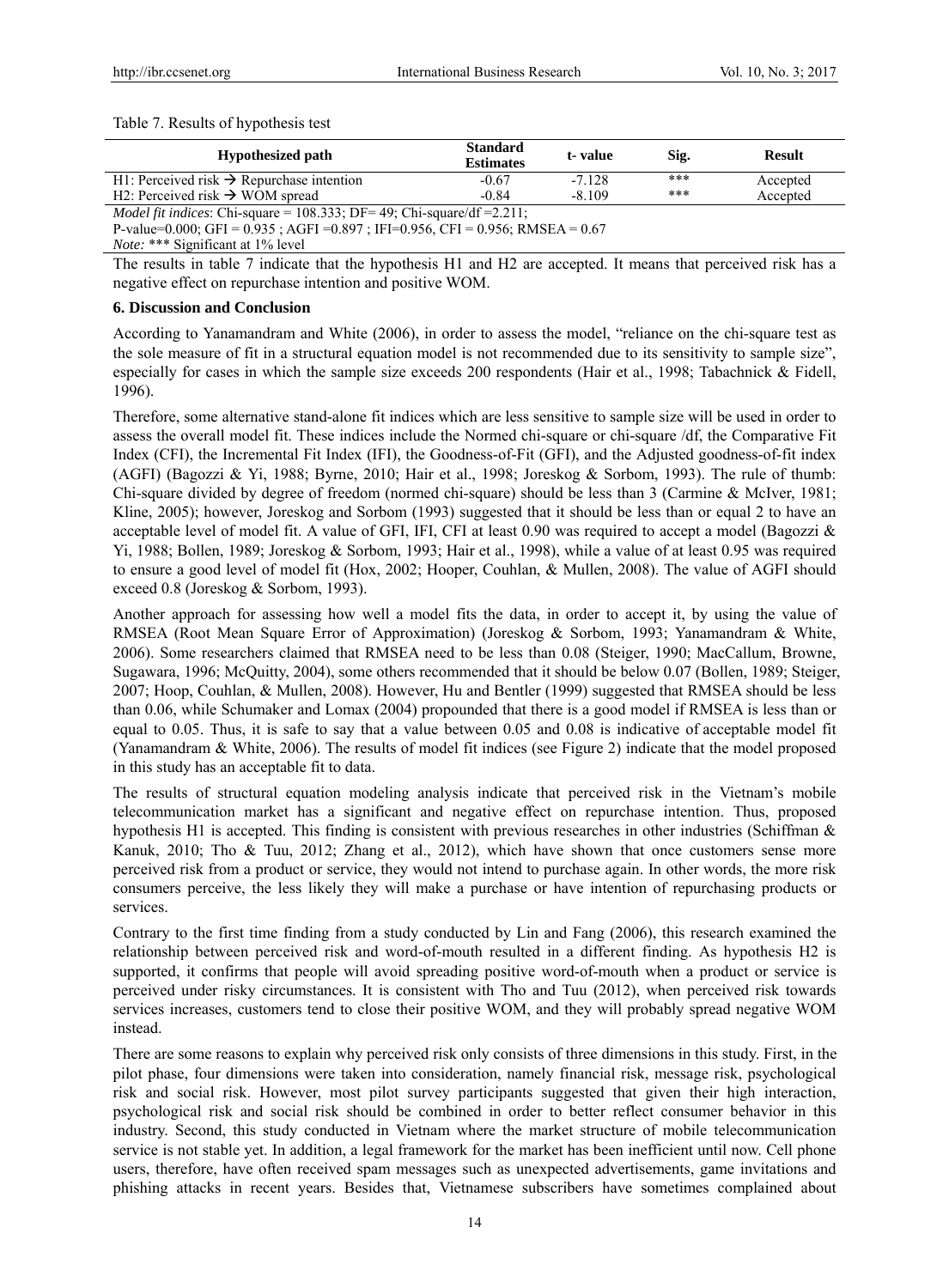Table 7. Results of hypothesis test

| Hypothesized path | Standard Estimates | t- value | Sig. | Result |
|---|---|---|---|---|
| H1: Perceived risk → Repurchase intention | -0.67 | -7.128 | *** | Accepted |
| H2: Perceived risk → WOM spread | -0.84 | -8.109 | *** | Accepted |

*Model fit indices*: Chi-square = 108.333; DF= 49; Chi-square/df =2.211;
P-value=0.000; GFI = 0.935 ; AGFI =0.897 ; IFI=0.956, CFI = 0.956; RMSEA = 0.67
*Note:* *** Significant at 1% level

The results in table 7 indicate that the hypothesis H1 and H2 are accepted. It means that perceived risk has a negative effect on repurchase intention and positive WOM.

## 6. Discussion and Conclusion

According to Yanamandram and White (2006), in order to assess the model, "reliance on the chi-square test as the sole measure of fit in a structural equation model is not recommended due to its sensitivity to sample size", especially for cases in which the sample size exceeds 200 respondents (Hair et al., 1998; Tabachnick & Fidell, 1996).

Therefore, some alternative stand-alone fit indices which are less sensitive to sample size will be used in order to assess the overall model fit. These indices include the Normed chi-square or chi-square /df, the Comparative Fit Index (CFI), the Incremental Fit Index (IFI), the Goodness-of-Fit (GFI), and the Adjusted goodness-of-fit index (AGFI) (Bagozzi & Yi, 1988; Byrne, 2010; Hair et al., 1998; Joreskog & Sorbom, 1993). The rule of thumb: Chi-square divided by degree of freedom (normed chi-square) should be less than 3 (Carmine & McIver, 1981; Kline, 2005); however, Joreskog and Sorbom (1993) suggested that it should be less than or equal 2 to have an acceptable level of model fit. A value of GFI, IFI, CFI at least 0.90 was required to accept a model (Bagozzi & Yi, 1988; Bollen, 1989; Joreskog & Sorbom, 1993; Hair et al., 1998), while a value of at least 0.95 was required to ensure a good level of model fit (Hox, 2002; Hooper, Couhlan, & Mullen, 2008). The value of AGFI should exceed 0.8 (Joreskog & Sorbom, 1993).

Another approach for assessing how well a model fits the data, in order to accept it, by using the value of RMSEA (Root Mean Square Error of Approximation) (Joreskog & Sorbom, 1993; Yanamandram & White, 2006). Some researchers claimed that RMSEA need to be less than 0.08 (Steiger, 1990; MacCallum, Browne, Sugawara, 1996; McQuitty, 2004), some others recommended that it should be below 0.07 (Bollen, 1989; Steiger, 2007; Hoop, Couhlan, & Mullen, 2008). However, Hu and Bentler (1999) suggested that RMSEA should be less than 0.06, while Schumaker and Lomax (2004) propounded that there is a good model if RMSEA is less than or equal to 0.05. Thus, it is safe to say that a value between 0.05 and 0.08 is indicative of acceptable model fit (Yanamandram & White, 2006). The results of model fit indices (see Figure 2) indicate that the model proposed in this study has an acceptable fit to data.

The results of structural equation modeling analysis indicate that perceived risk in the Vietnam's mobile telecommunication market has a significant and negative effect on repurchase intention. Thus, proposed hypothesis H1 is accepted. This finding is consistent with previous researches in other industries (Schiffman & Kanuk, 2010; Tho & Tuu, 2012; Zhang et al., 2012), which have shown that once customers sense more perceived risk from a product or service, they would not intend to purchase again. In other words, the more risk consumers perceive, the less likely they will make a purchase or have intention of repurchasing products or services.

Contrary to the first time finding from a study conducted by Lin and Fang (2006), this research examined the relationship between perceived risk and word-of-mouth resulted in a different finding. As hypothesis H2 is supported, it confirms that people will avoid spreading positive word-of-mouth when a product or service is perceived under risky circumstances. It is consistent with Tho and Tuu (2012), when perceived risk towards services increases, customers tend to close their positive WOM, and they will probably spread negative WOM instead.

There are some reasons to explain why perceived risk only consists of three dimensions in this study. First, in the pilot phase, four dimensions were taken into consideration, namely financial risk, message risk, psychological risk and social risk. However, most pilot survey participants suggested that given their high interaction, psychological risk and social risk should be combined in order to better reflect consumer behavior in this industry. Second, this study conducted in Vietnam where the market structure of mobile telecommunication service is not stable yet. In addition, a legal framework for the market has been inefficient until now. Cell phone users, therefore, have often received spam messages such as unexpected advertisements, game invitations and phishing attacks in recent years. Besides that, Vietnamese subscribers have sometimes complained about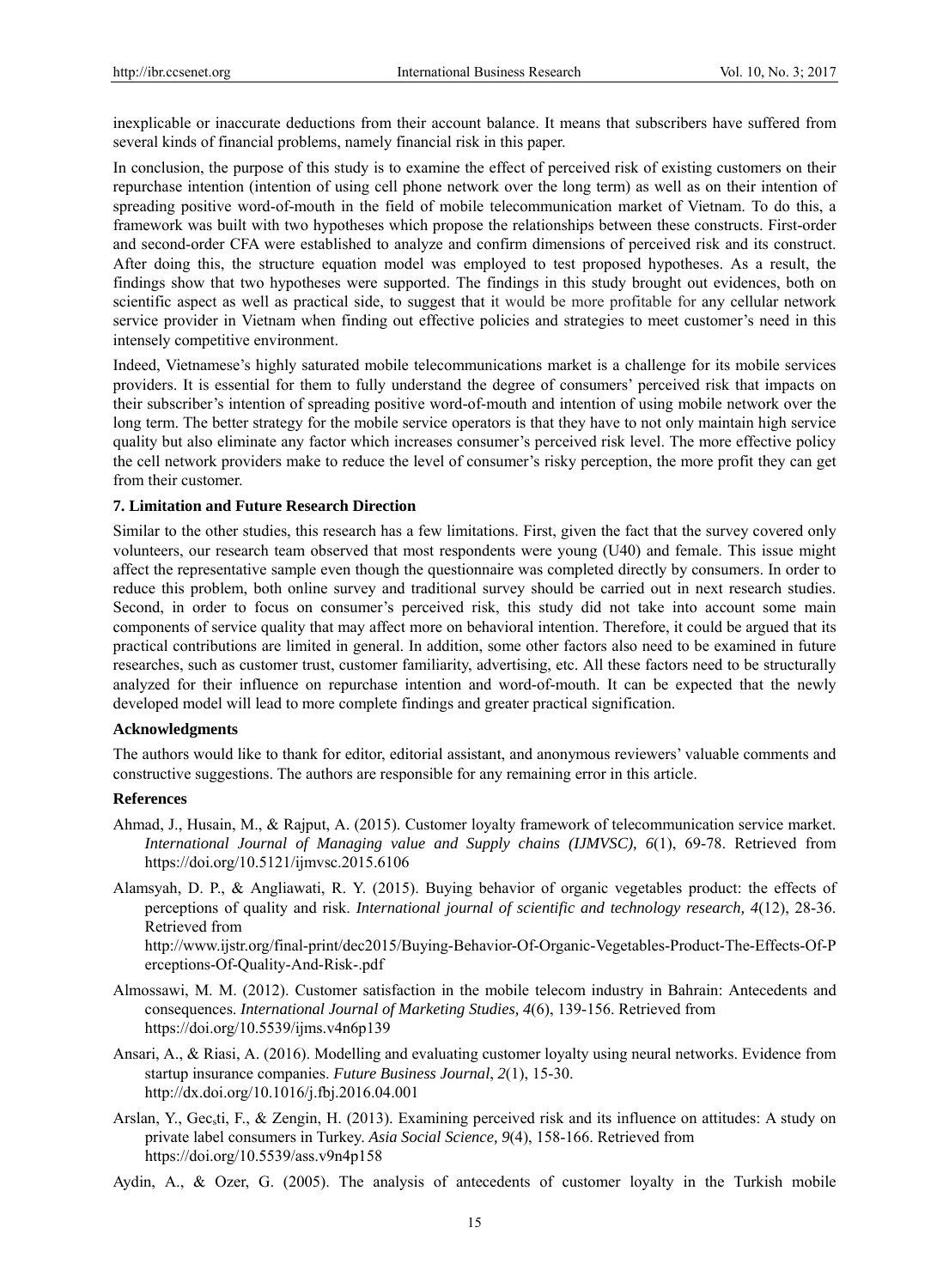inexplicable or inaccurate deductions from their account balance. It means that subscribers have suffered from several kinds of financial problems, namely financial risk in this paper.

In conclusion, the purpose of this study is to examine the effect of perceived risk of existing customers on their repurchase intention (intention of using cell phone network over the long term) as well as on their intention of spreading positive word-of-mouth in the field of mobile telecommunication market of Vietnam. To do this, a framework was built with two hypotheses which propose the relationships between these constructs. First-order and second-order CFA were established to analyze and confirm dimensions of perceived risk and its construct. After doing this, the structure equation model was employed to test proposed hypotheses. As a result, the findings show that two hypotheses were supported. The findings in this study brought out evidences, both on scientific aspect as well as practical side, to suggest that it would be more profitable for any cellular network service provider in Vietnam when finding out effective policies and strategies to meet customer's need in this intensely competitive environment.

Indeed, Vietnamese's highly saturated mobile telecommunications market is a challenge for its mobile services providers. It is essential for them to fully understand the degree of consumers' perceived risk that impacts on their subscriber's intention of spreading positive word-of-mouth and intention of using mobile network over the long term. The better strategy for the mobile service operators is that they have to not only maintain high service quality but also eliminate any factor which increases consumer's perceived risk level. The more effective policy the cell network providers make to reduce the level of consumer's risky perception, the more profit they can get from their customer.

## 7. Limitation and Future Research Direction

Similar to the other studies, this research has a few limitations. First, given the fact that the survey covered only volunteers, our research team observed that most respondents were young (U40) and female. This issue might affect the representative sample even though the questionnaire was completed directly by consumers. In order to reduce this problem, both online survey and traditional survey should be carried out in next research studies. Second, in order to focus on consumer's perceived risk, this study did not take into account some main components of service quality that may affect more on behavioral intention. Therefore, it could be argued that its practical contributions are limited in general. In addition, some other factors also need to be examined in future researches, such as customer trust, customer familiarity, advertising, etc. All these factors need to be structurally analyzed for their influence on repurchase intention and word-of-mouth. It can be expected that the newly developed model will lead to more complete findings and greater practical signification.

## Acknowledgments

The authors would like to thank for editor, editorial assistant, and anonymous reviewers' valuable comments and constructive suggestions. The authors are responsible for any remaining error in this article.

## References

Ahmad, J., Husain, M., & Rajput, A. (2015). Customer loyalty framework of telecommunication service market. *International Journal of Managing value and Supply chains (IJMVSC), 6*(1), 69-78. Retrieved from https://doi.org/10.5121/ijmvsc.2015.6106

Alamsyah, D. P., & Angliawati, R. Y. (2015). Buying behavior of organic vegetables product: the effects of perceptions of quality and risk. *International journal of scientific and technology research, 4*(12), 28-36. Retrieved from http://www.ijstr.org/final-print/dec2015/Buying-Behavior-Of-Organic-Vegetables-Product-The-Effects-Of-Perceptions-Of-Quality-And-Risk-.pdf

Almossawi, M. M. (2012). Customer satisfaction in the mobile telecom industry in Bahrain: Antecedents and consequences. *International Journal of Marketing Studies, 4*(6), 139-156. Retrieved from https://doi.org/10.5539/ijms.v4n6p139

Ansari, A., & Riasi, A. (2016). Modelling and evaluating customer loyalty using neural networks. Evidence from startup insurance companies. *Future Business Journal*, *2*(1), 15-30. http://dx.doi.org/10.1016/j.fbj.2016.04.001

Arslan, Y., Geçsti, F., & Zengin, H. (2013). Examining perceived risk and its influence on attitudes: A study on private label consumers in Turkey. *Asia Social Science, 9*(4), 158-166. Retrieved from https://doi.org/10.5539/ass.v9n4p158

Aydin, A., & Ozer, G. (2005). The analysis of antecedents of customer loyalty in the Turkish mobile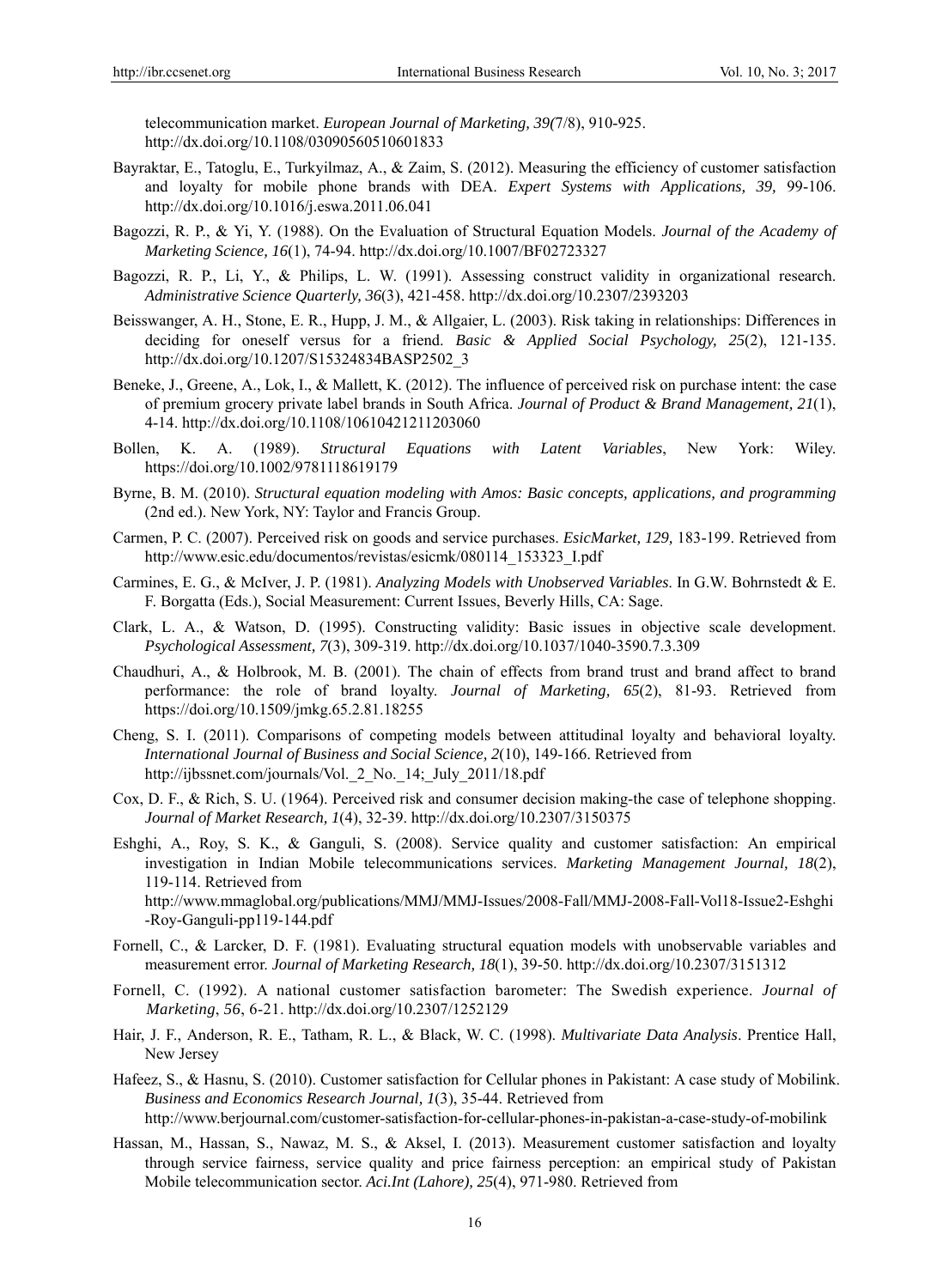telecommunication market. *European Journal of Marketing, 39(*7/8), 910-925. http://dx.doi.org/10.1108/03090560510601833

Bayraktar, E., Tatoglu, E., Turkyilmaz, A., & Zaim, S. (2012). Measuring the efficiency of customer satisfaction and loyalty for mobile phone brands with DEA. *Expert Systems with Applications, 39,* 99-106. http://dx.doi.org/10.1016/j.eswa.2011.06.041

Bagozzi, R. P., & Yi, Y. (1988). On the Evaluation of Structural Equation Models. *Journal of the Academy of Marketing Science, 16*(1), 74-94. http://dx.doi.org/10.1007/BF02723327

Bagozzi, R. P., Li, Y., & Philips, L. W. (1991). Assessing construct validity in organizational research. *Administrative Science Quarterly, 36*(3), 421-458. http://dx.doi.org/10.2307/2393203

Beisswanger, A. H., Stone, E. R., Hupp, J. M., & Allgaier, L. (2003). Risk taking in relationships: Differences in deciding for oneself versus for a friend. *Basic & Applied Social Psychology, 25*(2), 121-135. http://dx.doi.org/10.1207/S15324834BASP2502_3

Beneke, J., Greene, A., Lok, I., & Mallett, K. (2012). The influence of perceived risk on purchase intent: the case of premium grocery private label brands in South Africa. *Journal of Product & Brand Management, 21*(1), 4-14. http://dx.doi.org/10.1108/10610421211203060

Bollen, K. A. (1989). *Structural Equations with Latent Variables*, New York: Wiley. https://doi.org/10.1002/9781118619179

Byrne, B. M. (2010). *Structural equation modeling with Amos: Basic concepts, applications, and programming* (2nd ed.). New York, NY: Taylor and Francis Group.

Carmen, P. C. (2007). Perceived risk on goods and service purchases. *EsicMarket, 129,* 183-199. Retrieved from http://www.esic.edu/documentos/revistas/esicmk/080114_153323_I.pdf

Carmines, E. G., & McIver, J. P. (1981). *Analyzing Models with Unobserved Variables*. In G.W. Bohrnstedt & E. F. Borgatta (Eds.), Social Measurement: Current Issues, Beverly Hills, CA: Sage.

Clark, L. A., & Watson, D. (1995). Constructing validity: Basic issues in objective scale development. *Psychological Assessment, 7*(3), 309-319. http://dx.doi.org/10.1037/1040-3590.7.3.309

Chaudhuri, A., & Holbrook, M. B. (2001). The chain of effects from brand trust and brand affect to brand performance: the role of brand loyalty. *Journal of Marketing, 65*(2), 81-93. Retrieved from https://doi.org/10.1509/jmkg.65.2.81.18255

Cheng, S. I. (2011). Comparisons of competing models between attitudinal loyalty and behavioral loyalty. *International Journal of Business and Social Science, 2*(10), 149-166. Retrieved from http://ijbssnet.com/journals/Vol._2_No._14;_July_2011/18.pdf

Cox, D. F., & Rich, S. U. (1964). Perceived risk and consumer decision making-the case of telephone shopping. *Journal of Market Research, 1*(4), 32-39. http://dx.doi.org/10.2307/3150375

Eshghi, A., Roy, S. K., & Ganguli, S. (2008). Service quality and customer satisfaction: An empirical investigation in Indian Mobile telecommunications services. *Marketing Management Journal, 18*(2), 119-114. Retrieved from http://www.mmaglobal.org/publications/MMJ/MMJ-Issues/2008-Fall/MMJ-2008-Fall-Vol18-Issue2-Eshghi-Roy-Ganguli-pp119-144.pdf

Fornell, C., & Larcker, D. F. (1981). Evaluating structural equation models with unobservable variables and measurement error. *Journal of Marketing Research, 18*(1), 39-50. http://dx.doi.org/10.2307/3151312

Fornell, C. (1992). A national customer satisfaction barometer: The Swedish experience. *Journal of Marketing*, *56*, 6-21. http://dx.doi.org/10.2307/1252129

Hair, J. F., Anderson, R. E., Tatham, R. L., & Black, W. C. (1998). *Multivariate Data Analysis*. Prentice Hall, New Jersey

Hafeez, S., & Hasnu, S. (2010). Customer satisfaction for Cellular phones in Pakistant: A case study of Mobilink. *Business and Economics Research Journal, 1*(3), 35-44. Retrieved from http://www.berjournal.com/customer-satisfaction-for-cellular-phones-in-pakistan-a-case-study-of-mobilink

Hassan, M., Hassan, S., Nawaz, M. S., & Aksel, I. (2013). Measurement customer satisfaction and loyalty through service fairness, service quality and price fairness perception: an empirical study of Pakistan Mobile telecommunication sector. *Aci.Int (Lahore), 25*(4), 971-980. Retrieved from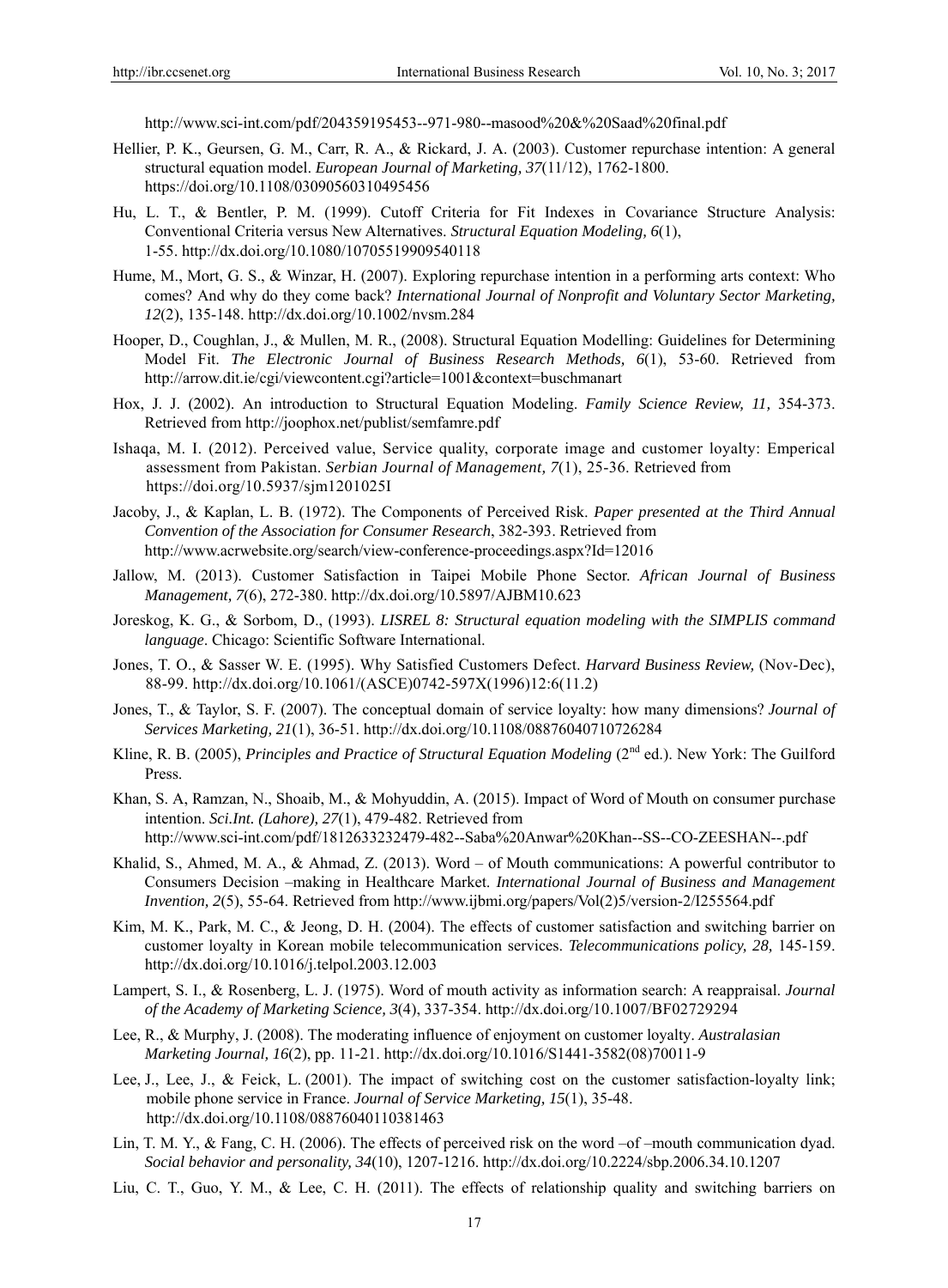http://www.sci-int.com/pdf/204359195453--971-980--masood%20&%20Saad%20final.pdf

Hellier, P. K., Geursen, G. M., Carr, R. A., & Rickard, J. A. (2003). Customer repurchase intention: A general structural equation model. *European Journal of Marketing, 37*(11/12), 1762-1800. https://doi.org/10.1108/03090560310495456

Hu, L. T., & Bentler, P. M. (1999). Cutoff Criteria for Fit Indexes in Covariance Structure Analysis: Conventional Criteria versus New Alternatives. *Structural Equation Modeling, 6*(1), 1-55. http://dx.doi.org/10.1080/10705519909540118

Hume, M., Mort, G. S., & Winzar, H. (2007). Exploring repurchase intention in a performing arts context: Who comes? And why do they come back? *International Journal of Nonprofit and Voluntary Sector Marketing, 12*(2), 135-148. http://dx.doi.org/10.1002/nvsm.284

Hooper, D., Coughlan, J., & Mullen, M. R., (2008). Structural Equation Modelling: Guidelines for Determining Model Fit. *The Electronic Journal of Business Research Methods, 6*(1), 53-60. Retrieved from http://arrow.dit.ie/cgi/viewcontent.cgi?article=1001&context=buschmanart

Hox, J. J. (2002). An introduction to Structural Equation Modeling. *Family Science Review, 11,* 354-373. Retrieved from http://joophox.net/publist/semfamre.pdf

Ishaqa, M. I. (2012). Perceived value, Service quality, corporate image and customer loyalty: Emperical assessment from Pakistan. *Serbian Journal of Management, 7*(1), 25-36. Retrieved from https://doi.org/10.5937/sjm1201025I

Jacoby, J., & Kaplan, L. B. (1972). The Components of Perceived Risk. *Paper presented at the Third Annual Convention of the Association for Consumer Research*, 382-393. Retrieved from http://www.acrwebsite.org/search/view-conference-proceedings.aspx?Id=12016

Jallow, M. (2013). Customer Satisfaction in Taipei Mobile Phone Sector. *African Journal of Business Management, 7*(6), 272-380. http://dx.doi.org/10.5897/AJBM10.623

Joreskog, K. G., & Sorbom, D., (1993). *LISREL 8: Structural equation modeling with the SIMPLIS command language*. Chicago: Scientific Software International.

Jones, T. O., & Sasser W. E. (1995). Why Satisfied Customers Defect. *Harvard Business Review,* (Nov-Dec), 88-99. http://dx.doi.org/10.1061/(ASCE)0742-597X(1996)12:6(11.2)

Jones, T., & Taylor, S. F. (2007). The conceptual domain of service loyalty: how many dimensions? *Journal of Services Marketing, 21*(1), 36-51. http://dx.doi.org/10.1108/08876040710726284

Kline, R. B. (2005), *Principles and Practice of Structural Equation Modeling* (2nd ed.). New York: The Guilford Press.

Khan, S. A, Ramzan, N., Shoaib, M., & Mohyuddin, A. (2015). Impact of Word of Mouth on consumer purchase intention. *Sci.Int. (Lahore), 27*(1), 479-482. Retrieved from http://www.sci-int.com/pdf/1812633232479-482--Saba%20Anwar%20Khan--SS--CO-ZEESHAN--.pdf

Khalid, S., Ahmed, M. A., & Ahmad, Z. (2013). Word – of Mouth communications: A powerful contributor to Consumers Decision –making in Healthcare Market. *International Journal of Business and Management Invention, 2*(5), 55-64. Retrieved from http://www.ijbmi.org/papers/Vol(2)5/version-2/I255564.pdf

Kim, M. K., Park, M. C., & Jeong, D. H. (2004). The effects of customer satisfaction and switching barrier on customer loyalty in Korean mobile telecommunication services. *Telecommunications policy, 28,* 145-159. http://dx.doi.org/10.1016/j.telpol.2003.12.003

Lampert, S. I., & Rosenberg, L. J. (1975). Word of mouth activity as information search: A reappraisal. *Journal of the Academy of Marketing Science, 3*(4), 337-354. http://dx.doi.org/10.1007/BF02729294

Lee, R., & Murphy, J. (2008). The moderating influence of enjoyment on customer loyalty. *Australasian Marketing Journal, 16*(2), pp. 11-21. http://dx.doi.org/10.1016/S1441-3582(08)70011-9

Lee, J., Lee, J., & Feick, L. (2001). The impact of switching cost on the customer satisfaction-loyalty link; mobile phone service in France. *Journal of Service Marketing, 15*(1), 35-48. http://dx.doi.org/10.1108/08876040110381463

Lin, T. M. Y., & Fang, C. H. (2006). The effects of perceived risk on the word –of –mouth communication dyad. *Social behavior and personality, 34*(10), 1207-1216. http://dx.doi.org/10.2224/sbp.2006.34.10.1207

Liu, C. T., Guo, Y. M., & Lee, C. H. (2011). The effects of relationship quality and switching barriers on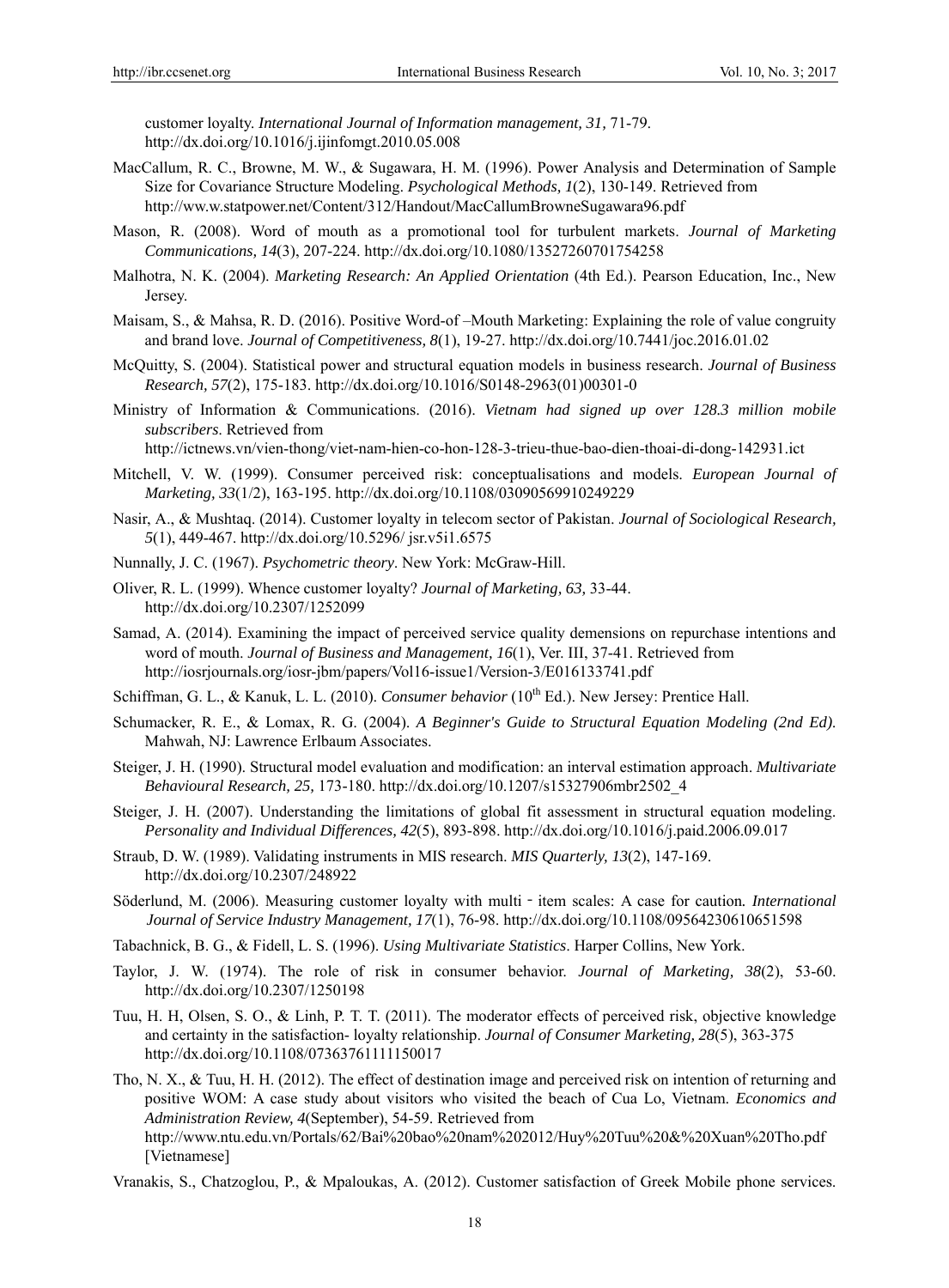customer loyalty. *International Journal of Information management, 31,* 71-79. http://dx.doi.org/10.1016/j.ijinfomgt.2010.05.008

MacCallum, R. C., Browne, M. W., & Sugawara, H. M. (1996). Power Analysis and Determination of Sample Size for Covariance Structure Modeling. *Psychological Methods, 1*(2), 130-149. Retrieved from http://ww.w.statpower.net/Content/312/Handout/MacCallumBrowneSugawara96.pdf

Mason, R. (2008). Word of mouth as a promotional tool for turbulent markets. *Journal of Marketing Communications, 14*(3), 207-224. http://dx.doi.org/10.1080/13527260701754258

Malhotra, N. K. (2004). *Marketing Research: An Applied Orientation* (4th Ed.). Pearson Education, Inc., New Jersey.

Maisam, S., & Mahsa, R. D. (2016). Positive Word-of –Mouth Marketing: Explaining the role of value congruity and brand love. *Journal of Competitiveness, 8*(1), 19-27. http://dx.doi.org/10.7441/joc.2016.01.02

McQuitty, S. (2004). Statistical power and structural equation models in business research. *Journal of Business Research, 57*(2), 175-183. http://dx.doi.org/10.1016/S0148-2963(01)00301-0

Ministry of Information & Communications. (2016). *Vietnam had signed up over 128.3 million mobile subscribers*. Retrieved from http://ictnews.vn/vien-thong/viet-nam-hien-co-hon-128-3-trieu-thue-bao-dien-thoai-di-dong-142931.ict

Mitchell, V. W. (1999). Consumer perceived risk: conceptualisations and models. *European Journal of Marketing, 33*(1/2), 163-195. http://dx.doi.org/10.1108/03090569910249229

Nasir, A., & Mushtaq. (2014). Customer loyalty in telecom sector of Pakistan. *Journal of Sociological Research, 5*(1), 449-467. http://dx.doi.org/10.5296/ jsr.v5i1.6575

Nunnally, J. C. (1967). *Psychometric theory*. New York: McGraw-Hill.

Oliver, R. L. (1999). Whence customer loyalty? *Journal of Marketing, 63,* 33-44. http://dx.doi.org/10.2307/1252099

Samad, A. (2014). Examining the impact of perceived service quality demensions on repurchase intentions and word of mouth. *Journal of Business and Management, 16*(1), Ver. III, 37-41. Retrieved from http://iosrjournals.org/iosr-jbm/papers/Vol16-issue1/Version-3/E016133741.pdf

Schiffman, G. L., & Kanuk, L. L. (2010). *Consumer behavior* (10th Ed.). New Jersey: Prentice Hall.

Schumacker, R. E., & Lomax, R. G. (2004). *A Beginner's Guide to Structural Equation Modeling (2nd Ed).* Mahwah, NJ: Lawrence Erlbaum Associates.

Steiger, J. H. (1990). Structural model evaluation and modification: an interval estimation approach. *Multivariate Behavioural Research, 25,* 173-180. http://dx.doi.org/10.1207/s15327906mbr2502_4

Steiger, J. H. (2007). Understanding the limitations of global fit assessment in structural equation modeling. *Personality and Individual Differences, 42*(5), 893-898. http://dx.doi.org/10.1016/j.paid.2006.09.017

Straub, D. W. (1989). Validating instruments in MIS research. *MIS Quarterly, 13*(2), 147-169. http://dx.doi.org/10.2307/248922

Söderlund, M. (2006). Measuring customer loyalty with multi‐item scales: A case for caution. *International Journal of Service Industry Management, 17*(1), 76-98. http://dx.doi.org/10.1108/09564230610651598

Tabachnick, B. G., & Fidell, L. S. (1996). *Using Multivariate Statistics*. Harper Collins, New York.

Taylor, J. W. (1974). The role of risk in consumer behavior. *Journal of Marketing, 38*(2), 53-60. http://dx.doi.org/10.2307/1250198

Tuu, H. H, Olsen, S. O., & Linh, P. T. T. (2011). The moderator effects of perceived risk, objective knowledge and certainty in the satisfaction- loyalty relationship. *Journal of Consumer Marketing, 28*(5), 363-375 http://dx.doi.org/10.1108/07363761111150017

Tho, N. X., & Tuu, H. H. (2012). The effect of destination image and perceived risk on intention of returning and positive WOM: A case study about visitors who visited the beach of Cua Lo, Vietnam. *Economics and Administration Review, 4*(September), 54-59. Retrieved from http://www.ntu.edu.vn/Portals/62/Bai%20bao%20nam%202012/Huy%20Tuu%20&%20Xuan%20Tho.pdf [Vietnamese]

Vranakis, S., Chatzoglou, P., & Mpaloukas, A. (2012). Customer satisfaction of Greek Mobile phone services.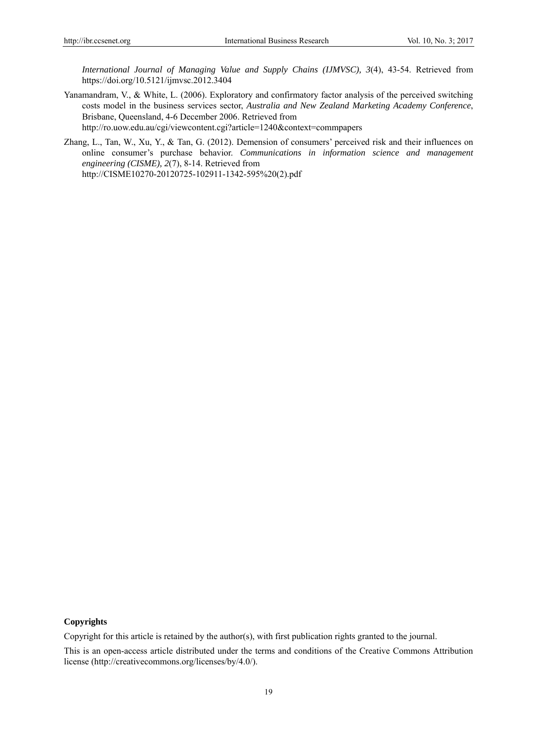*International Journal of Managing Value and Supply Chains (IJMVSC), 3*(4), 43-54. Retrieved from https://doi.org/10.5121/ijmvsc.2012.3404

Yanamandram, V., & White, L. (2006). Exploratory and confirmatory factor analysis of the perceived switching costs model in the business services sector, *Australia and New Zealand Marketing Academy Conference*, Brisbane, Queensland, 4-6 December 2006. Retrieved from http://ro.uow.edu.au/cgi/viewcontent.cgi?article=1240&context=commpapers

Zhang, L., Tan, W., Xu, Y., & Tan, G. (2012). Demension of consumers' perceived risk and their influences on online consumer's purchase behavior. *Communications in information science and management engineering (CISME), 2*(7), 8-14. Retrieved from http://CISME10270-20120725-102911-1342-595%20(2).pdf

**Copyrights**

Copyright for this article is retained by the author(s), with first publication rights granted to the journal.

This is an open-access article distributed under the terms and conditions of the Creative Commons Attribution license (http://creativecommons.org/licenses/by/4.0/).